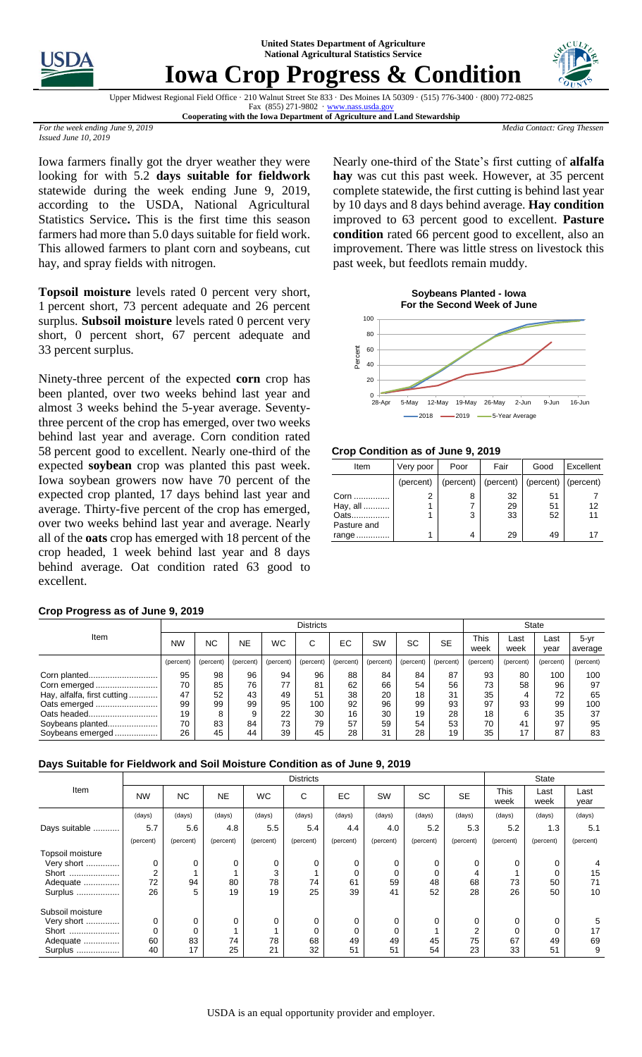United States Department of Agriculture
National Agricultural Statistics Service

# Iowa Crop Progress & Condition

Upper Midwest Regional Field Office · 210 Walnut Street Ste 833 · Des Moines IA 50309 · (515) 776-3400 · (800) 772-0825
Fax (855) 271-9802 · www.nass.usda.gov
**Cooperating with the Iowa Department of Agriculture and Land Stewardship**

*For the week ending June 9, 2019*
*Issued June 10, 2019*

*Media Contact: Greg Thessen*

Iowa farmers finally got the dryer weather they were looking for with 5.2 **days suitable for fieldwork** statewide during the week ending June 9, 2019, according to the USDA, National Agricultural Statistics Service**.** This is the first time this season farmers had more than 5.0 days suitable for field work. This allowed farmers to plant corn and soybeans, cut hay, and spray fields with nitrogen.

**Topsoil moisture** levels rated 0 percent very short, 1 percent short, 73 percent adequate and 26 percent surplus. **Subsoil moisture** levels rated 0 percent very short, 0 percent short, 67 percent adequate and 33 percent surplus.

Ninety-three percent of the expected **corn** crop has been planted, over two weeks behind last year and almost 3 weeks behind the 5-year average. Seventy-three percent of the crop has emerged, over two weeks behind last year and average. Corn condition rated 58 percent good to excellent. Nearly one-third of the expected **soybean** crop was planted this past week. Iowa soybean growers now have 70 percent of the expected crop planted, 17 days behind last year and average. Thirty-five percent of the crop has emerged, over two weeks behind last year and average. Nearly all of the **oats** crop has emerged with 18 percent of the crop headed, 1 week behind last year and 8 days behind average. Oat condition rated 63 good to excellent.

Nearly one-third of the State's first cutting of **alfalfa hay** was cut this past week. However, at 35 percent complete statewide, the first cutting is behind last year by 10 days and 8 days behind average. **Hay condition** improved to 63 percent good to excellent. **Pasture condition** rated 66 percent good to excellent, also an improvement. There was little stress on livestock this past week, but feedlots remain muddy.

**Soybeans Planted - Iowa**
**For the Second Week of June**

### Crop Condition as of June 9, 2019

| Item | Very poor | Poor | Fair | Good | Excellent |
|---|---|---|---|---|---|
| | (percent) | (percent) | (percent) | (percent) | (percent) |
| Corn ............... | 2 | 8 | 32 | 51 | 7 |
| Hay, all ........... | 1 | 7 | 29 | 51 | 12 |
| Oats................ | 1 | 3 | 33 | 52 | 11 |
| Pasture and range ............. | 1 | 4 | 29 | 49 | 17 |

### Crop Progress as of June 9, 2019

| Item | Districts | | | | | | | | | State | | | |
|---|---|---|---|---|---|---|---|---|---|---|---|---|---|
| | NW | NC | NE | WC | C | EC | SW | SC | SE | This week | Last week | Last year | 5-yr average |
| | (percent) | (percent) | (percent) | (percent) | (percent) | (percent) | (percent) | (percent) | (percent) | (percent) | (percent) | (percent) | (percent) |
| Corn planted............................ | 95 | 98 | 96 | 94 | 96 | 88 | 84 | 84 | 87 | 93 | 80 | 100 | 100 |
| Corn emerged .......................... | 70 | 85 | 76 | 77 | 81 | 62 | 66 | 54 | 56 | 73 | 58 | 96 | 97 |
| Hay, alfalfa, first cutting............ | 47 | 52 | 43 | 49 | 51 | 38 | 20 | 18 | 31 | 35 | 4 | 72 | 65 |
| Oats emerged .......................... | 99 | 99 | 99 | 95 | 100 | 92 | 96 | 99 | 93 | 97 | 93 | 99 | 100 |
| Oats headed............................ | 19 | 8 | 9 | 22 | 30 | 16 | 30 | 19 | 28 | 18 | 6 | 35 | 37 |
| Soybeans planted.................... | 70 | 83 | 84 | 73 | 79 | 57 | 59 | 54 | 53 | 70 | 41 | 97 | 95 |
| Soybeans emerged ................. | 26 | 45 | 44 | 39 | 45 | 28 | 31 | 28 | 19 | 35 | 17 | 87 | 83 |

### Days Suitable for Fieldwork and Soil Moisture Condition as of June 9, 2019

| Item | Districts | | | | | | | | | State | | |
|---|---|---|---|---|---|---|---|---|---|---|---|---|
| | NW | NC | NE | WC | C | EC | SW | SC | SE | This week | Last week | Last year |
| | (days) | (days) | (days) | (days) | (days) | (days) | (days) | (days) | (days) | (days) | (days) | (days) |
| Days suitable ........... | 5.7 | 5.6 | 4.8 | 5.5 | 5.4 | 4.4 | 4.0 | 5.2 | 5.3 | 5.2 | 1.3 | 5.1 |
| | (percent) | (percent) | (percent) | (percent) | (percent) | (percent) | (percent) | (percent) | (percent) | (percent) | (percent) | (percent) |
| Topsoil moisture | | | | | | | | | | | | |
| Very short ............. | 0 | 0 | 0 | 0 | 0 | 0 | 0 | 0 | 0 | 0 | 0 | 4 |
| Short ..................... | 2 | 1 | 1 | 3 | 1 | 0 | 0 | 0 | 4 | 1 | 0 | 15 |
| Adequate ............... | 72 | 94 | 80 | 78 | 74 | 61 | 59 | 48 | 68 | 73 | 50 | 71 |
| Surplus .................. | 26 | 5 | 19 | 19 | 25 | 39 | 41 | 52 | 28 | 26 | 50 | 10 |
| Subsoil moisture | | | | | | | | | | | | |
| Very short ............. | 0 | 0 | 0 | 0 | 0 | 0 | 0 | 0 | 0 | 0 | 0 | 5 |
| Short ..................... | 0 | 0 | 1 | 1 | 0 | 0 | 0 | 1 | 2 | 0 | 0 | 17 |
| Adequate ............... | 60 | 83 | 74 | 78 | 68 | 49 | 49 | 45 | 75 | 67 | 49 | 69 |
| Surplus .................. | 40 | 17 | 25 | 21 | 32 | 51 | 51 | 54 | 23 | 33 | 51 | 9 |

USDA is an equal opportunity provider and employer.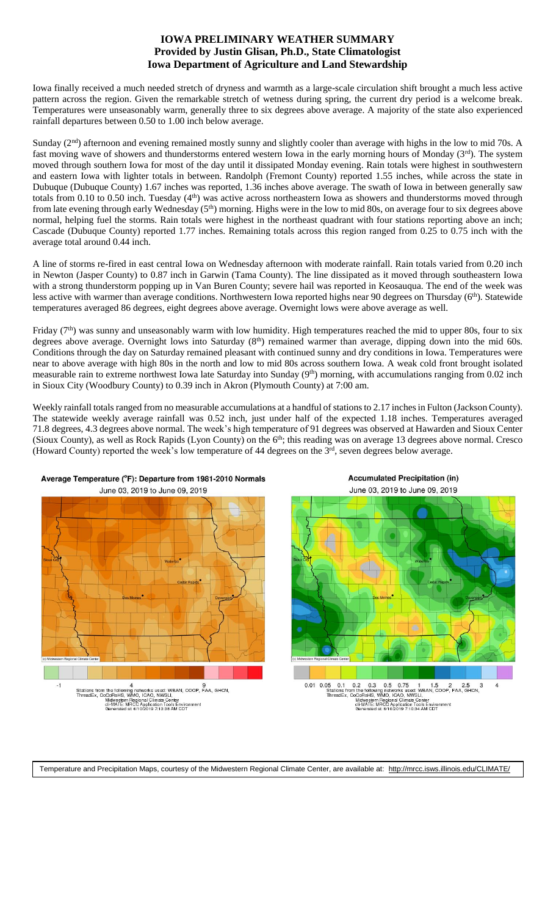# IOWA PRELIMINARY WEATHER SUMMARY
**Provided by Justin Glisan, Ph.D., State Climatologist**
**Iowa Department of Agriculture and Land Stewardship**

Iowa finally received a much needed stretch of dryness and warmth as a large-scale circulation shift brought a much less active pattern across the region. Given the remarkable stretch of wetness during spring, the current dry period is a welcome break. Temperatures were unseasonably warm, generally three to six degrees above average. A majority of the state also experienced rainfall departures between 0.50 to 1.00 inch below average.

Sunday (2nd) afternoon and evening remained mostly sunny and slightly cooler than average with highs in the low to mid 70s. A fast moving wave of showers and thunderstorms entered western Iowa in the early morning hours of Monday (3rd). The system moved through southern Iowa for most of the day until it dissipated Monday evening. Rain totals were highest in southwestern and eastern Iowa with lighter totals in between. Randolph (Fremont County) reported 1.55 inches, while across the state in Dubuque (Dubuque County) 1.67 inches was reported, 1.36 inches above average. The swath of Iowa in between generally saw totals from 0.10 to 0.50 inch. Tuesday (4th) was active across northeastern Iowa as showers and thunderstorms moved through from late evening through early Wednesday (5th) morning. Highs were in the low to mid 80s, on average four to six degrees above normal, helping fuel the storms. Rain totals were highest in the northeast quadrant with four stations reporting above an inch; Cascade (Dubuque County) reported 1.77 inches. Remaining totals across this region ranged from 0.25 to 0.75 inch with the average total around 0.44 inch.

A line of storms re-fired in east central Iowa on Wednesday afternoon with moderate rainfall. Rain totals varied from 0.20 inch in Newton (Jasper County) to 0.87 inch in Garwin (Tama County). The line dissipated as it moved through southeastern Iowa with a strong thunderstorm popping up in Van Buren County; severe hail was reported in Keosauqua. The end of the week was less active with warmer than average conditions. Northwestern Iowa reported highs near 90 degrees on Thursday (6th). Statewide temperatures averaged 86 degrees, eight degrees above average. Overnight lows were above average as well.

Friday (7th) was sunny and unseasonably warm with low humidity. High temperatures reached the mid to upper 80s, four to six degrees above average. Overnight lows into Saturday (8th) remained warmer than average, dipping down into the mid 60s. Conditions through the day on Saturday remained pleasant with continued sunny and dry conditions in Iowa. Temperatures were near to above average with high 80s in the north and low to mid 80s across southern Iowa. A weak cold front brought isolated measurable rain to extreme northwest Iowa late Saturday into Sunday (9th) morning, with accumulations ranging from 0.02 inch in Sioux City (Woodbury County) to 0.39 inch in Akron (Plymouth County) at 7:00 am.

Weekly rainfall totals ranged from no measurable accumulations at a handful of stations to 2.17 inches in Fulton (Jackson County). The statewide weekly average rainfall was 0.52 inch, just under half of the expected 1.18 inches. Temperatures averaged 71.8 degrees, 4.3 degrees above normal. The week's high temperature of 91 degrees was observed at Hawarden and Sioux Center (Sioux County), as well as Rock Rapids (Lyon County) on the 6th; this reading was on average 13 degrees above normal. Cresco (Howard County) reported the week's low temperature of 44 degrees on the 3rd, seven degrees below average.

**Average Temperature (°F): Departure from 1981-2010 Normals**
June 03, 2019 to June 09, 2019

Sioux City, Waterloo, Cedar Rapids, Des Moines, Davenport
(c) Midwestern Regional Climate Center

-1 4 9

Stations from the following networks used: WBAN, COOP, FAA, GHCN, ThreadEx, CoCoRaHS, WMO, ICAO, NWSLI,
Midwestern Regional Climate Center
cli-MATE: MRCC Application Tools Environment
Generated at: 6/10/2019 7:13:38 AM CDT

**Accumulated Precipitation (in)**
June 03, 2019 to June 09, 2019

Sioux City, Waterloo, Cedar Rapids, Des Moines, Davenport
(c) Midwestern Regional Climate Center

0.01 0.05 0.1 0.2 0.3 0.5 0.75 1 1.5 2 2.5 3 4

Stations from the following networks used: WBAN, COOP, FAA, GHCN, ThreadEx, CoCoRaHS, WMO, ICAO, NWSLI,
Midwestern Regional Climate Center
cli-MATE: MRCC Application Tools Environment
Generated at: 6/10/2019 7:10:34 AM CDT

Temperature and Precipitation Maps, courtesy of the Midwestern Regional Climate Center, are available at: http://mrcc.isws.illinois.edu/CLIMATE/